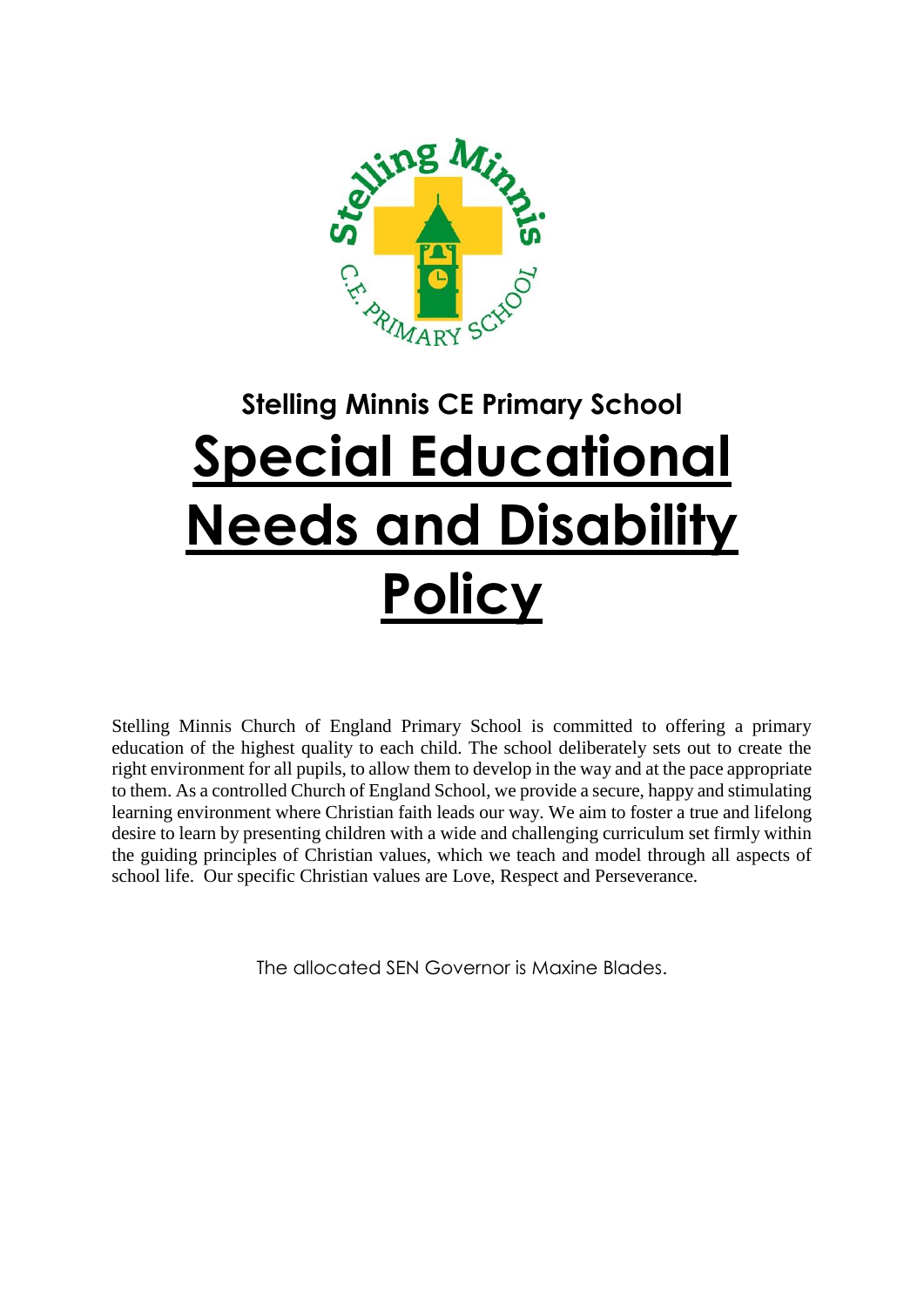## Stelling Minnis CE Primary School

# Special Educational Needs and Disability Policy

Stelling Minnis Church of England Primary School is committed to offering a primary education of the highest quality to each child. The school deliberately sets out to create the right environment for all pupils, to allow them to develop in the way and at the pace appropriate to them. As a controlled Church of England School, we provide a secure, happy and stimulating learning environment where Christian faith leads our way. We aim to foster a true and lifelong desire to learn by presenting children with a wide and challenging curriculum set firmly within the guiding principles of Christian values, which we teach and model through all aspects of school life. Our specific Christian values are Love, Respect and Perseverance.

The allocated SEN Governor is Maxine Blades.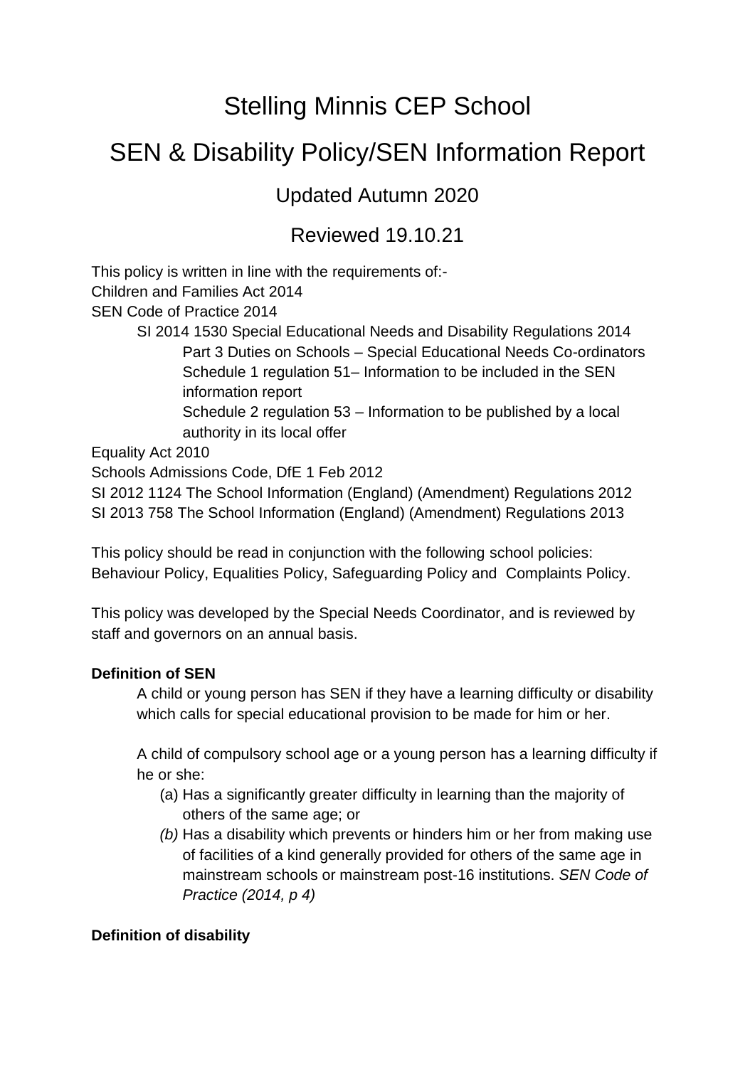# Stelling Minnis CEP School

# SEN & Disability Policy/SEN Information Report

## Updated Autumn 2020

## Reviewed 19.10.21

This policy is written in line with the requirements of:-
Children and Families Act 2014
SEN Code of Practice 2014

- SI 2014 1530 Special Educational Needs and Disability Regulations 2014
  - Part 3 Duties on Schools – Special Educational Needs Co-ordinators
  - Schedule 1 regulation 51– Information to be included in the SEN information report
  - Schedule 2 regulation 53 – Information to be published by a local authority in its local offer

Equality Act 2010
Schools Admissions Code, DfE 1 Feb 2012
SI 2012 1124 The School Information (England) (Amendment) Regulations 2012
SI 2013 758 The School Information (England) (Amendment) Regulations 2013

This policy should be read in conjunction with the following school policies: Behaviour Policy, Equalities Policy, Safeguarding Policy and Complaints Policy.

This policy was developed by the Special Needs Coordinator, and is reviewed by staff and governors on an annual basis.

**Definition of SEN**

A child or young person has SEN if they have a learning difficulty or disability which calls for special educational provision to be made for him or her.

A child of compulsory school age or a young person has a learning difficulty if he or she:

(a) Has a significantly greater difficulty in learning than the majority of others of the same age; or

*(b)* Has a disability which prevents or hinders him or her from making use of facilities of a kind generally provided for others of the same age in mainstream schools or mainstream post-16 institutions. *SEN Code of Practice (2014, p 4)*

**Definition of disability**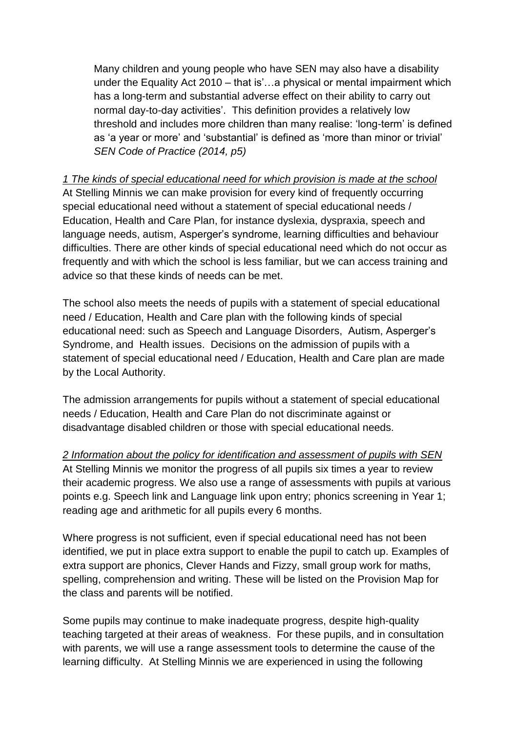Many children and young people who have SEN may also have a disability under the Equality Act 2010 – that is'…a physical or mental impairment which has a long-term and substantial adverse effect on their ability to carry out normal day-to-day activities'. This definition provides a relatively low threshold and includes more children than many realise: 'long-term' is defined as 'a year or more' and 'substantial' is defined as 'more than minor or trivial' *SEN Code of Practice (2014, p5)*

*1 The kinds of special educational need for which provision is made at the school*

At Stelling Minnis we can make provision for every kind of frequently occurring special educational need without a statement of special educational needs / Education, Health and Care Plan, for instance dyslexia, dyspraxia, speech and language needs, autism, Asperger's syndrome, learning difficulties and behaviour difficulties. There are other kinds of special educational need which do not occur as frequently and with which the school is less familiar, but we can access training and advice so that these kinds of needs can be met.

The school also meets the needs of pupils with a statement of special educational need / Education, Health and Care plan with the following kinds of special educational need: such as Speech and Language Disorders, Autism, Asperger's Syndrome, and Health issues. Decisions on the admission of pupils with a statement of special educational need / Education, Health and Care plan are made by the Local Authority.

The admission arrangements for pupils without a statement of special educational needs / Education, Health and Care Plan do not discriminate against or disadvantage disabled children or those with special educational needs.

*2 Information about the policy for identification and assessment of pupils with SEN*

At Stelling Minnis we monitor the progress of all pupils six times a year to review their academic progress. We also use a range of assessments with pupils at various points e.g. Speech link and Language link upon entry; phonics screening in Year 1; reading age and arithmetic for all pupils every 6 months.

Where progress is not sufficient, even if special educational need has not been identified, we put in place extra support to enable the pupil to catch up. Examples of extra support are phonics, Clever Hands and Fizzy, small group work for maths, spelling, comprehension and writing. These will be listed on the Provision Map for the class and parents will be notified.

Some pupils may continue to make inadequate progress, despite high-quality teaching targeted at their areas of weakness. For these pupils, and in consultation with parents, we will use a range assessment tools to determine the cause of the learning difficulty. At Stelling Minnis we are experienced in using the following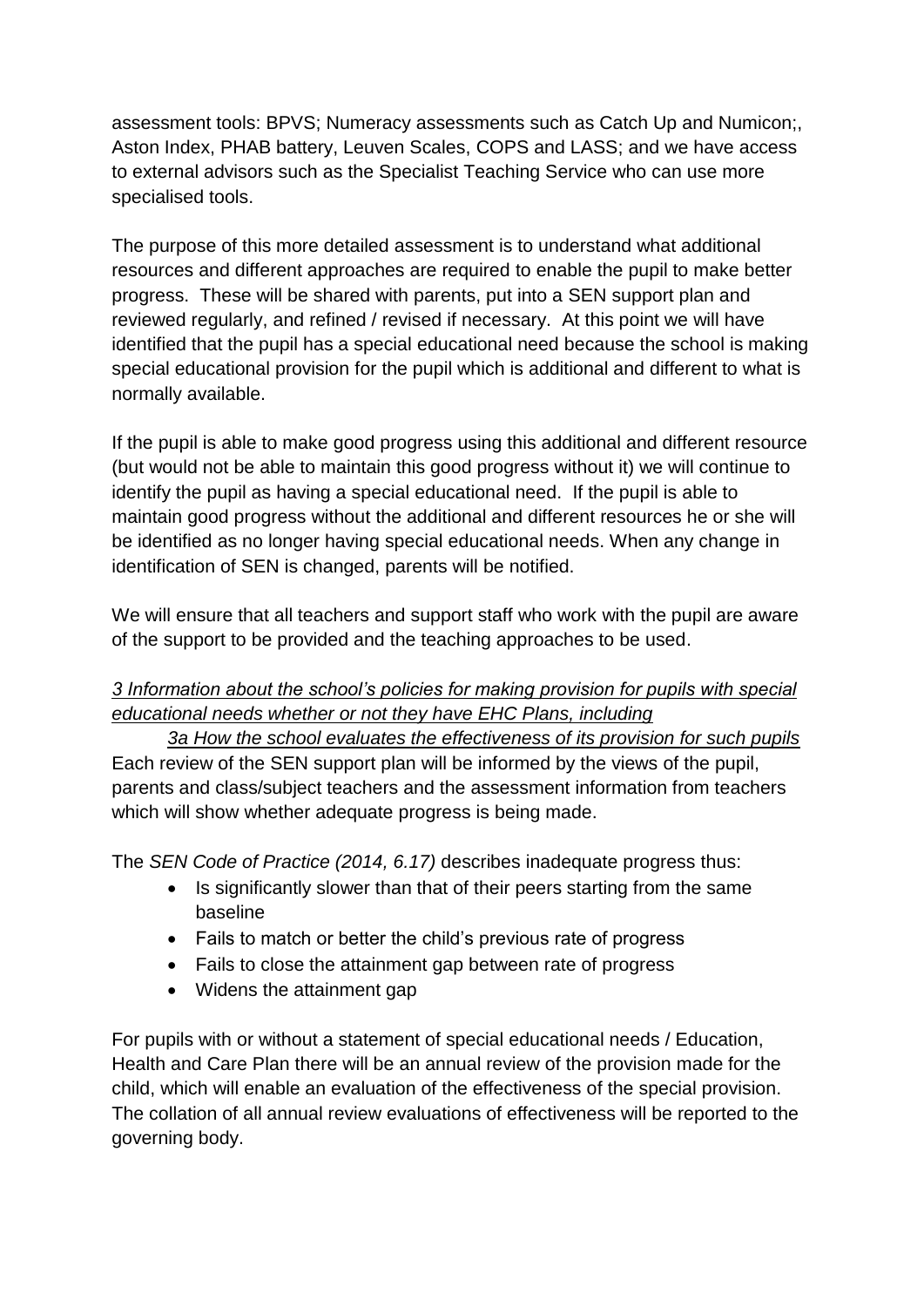assessment tools: BPVS; Numeracy assessments such as Catch Up and Numicon;, Aston Index, PHAB battery, Leuven Scales, COPS and LASS; and we have access to external advisors such as the Specialist Teaching Service who can use more specialised tools.

The purpose of this more detailed assessment is to understand what additional resources and different approaches are required to enable the pupil to make better progress. These will be shared with parents, put into a SEN support plan and reviewed regularly, and refined / revised if necessary. At this point we will have identified that the pupil has a special educational need because the school is making special educational provision for the pupil which is additional and different to what is normally available.

If the pupil is able to make good progress using this additional and different resource (but would not be able to maintain this good progress without it) we will continue to identify the pupil as having a special educational need. If the pupil is able to maintain good progress without the additional and different resources he or she will be identified as no longer having special educational needs. When any change in identification of SEN is changed, parents will be notified.

We will ensure that all teachers and support staff who work with the pupil are aware of the support to be provided and the teaching approaches to be used.

## *3 Information about the school's policies for making provision for pupils with special educational needs whether or not they have EHC Plans, including*

### *3a How the school evaluates the effectiveness of its provision for such pupils*

Each review of the SEN support plan will be informed by the views of the pupil, parents and class/subject teachers and the assessment information from teachers which will show whether adequate progress is being made.

The *SEN Code of Practice (2014, 6.17)* describes inadequate progress thus:

- Is significantly slower than that of their peers starting from the same baseline
- Fails to match or better the child's previous rate of progress
- Fails to close the attainment gap between rate of progress
- Widens the attainment gap

For pupils with or without a statement of special educational needs / Education, Health and Care Plan there will be an annual review of the provision made for the child, which will enable an evaluation of the effectiveness of the special provision. The collation of all annual review evaluations of effectiveness will be reported to the governing body.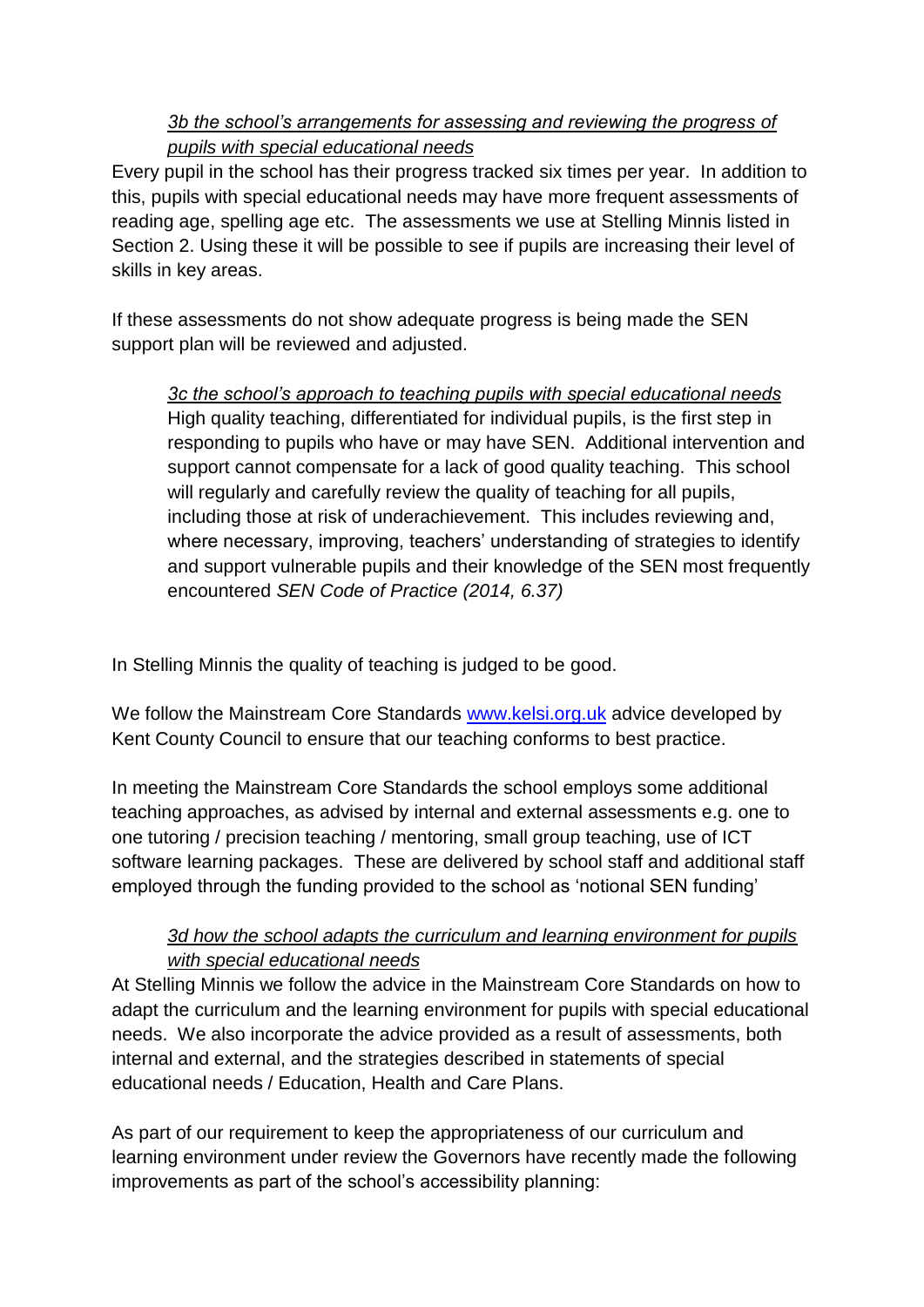*<u>3b the school's arrangements for assessing and reviewing the progress of pupils with special educational needs</u>*

Every pupil in the school has their progress tracked six times per year. In addition to this, pupils with special educational needs may have more frequent assessments of reading age, spelling age etc. The assessments we use at Stelling Minnis listed in Section 2. Using these it will be possible to see if pupils are increasing their level of skills in key areas.

If these assessments do not show adequate progress is being made the SEN support plan will be reviewed and adjusted.

*<u>3c the school's approach to teaching pupils with special educational needs</u>*

> High quality teaching, differentiated for individual pupils, is the first step in responding to pupils who have or may have SEN. Additional intervention and support cannot compensate for a lack of good quality teaching. This school will regularly and carefully review the quality of teaching for all pupils, including those at risk of underachievement. This includes reviewing and, where necessary, improving, teachers' understanding of strategies to identify and support vulnerable pupils and their knowledge of the SEN most frequently encountered *SEN Code of Practice (2014, 6.37)*

In Stelling Minnis the quality of teaching is judged to be good.

We follow the Mainstream Core Standards [www.kelsi.org.uk](http://www.kelsi.org.uk) advice developed by Kent County Council to ensure that our teaching conforms to best practice.

In meeting the Mainstream Core Standards the school employs some additional teaching approaches, as advised by internal and external assessments e.g. one to one tutoring / precision teaching / mentoring, small group teaching, use of ICT software learning packages. These are delivered by school staff and additional staff employed through the funding provided to the school as 'notional SEN funding'

*<u>3d how the school adapts the curriculum and learning environment for pupils with special educational needs</u>*

At Stelling Minnis we follow the advice in the Mainstream Core Standards on how to adapt the curriculum and the learning environment for pupils with special educational needs. We also incorporate the advice provided as a result of assessments, both internal and external, and the strategies described in statements of special educational needs / Education, Health and Care Plans.

As part of our requirement to keep the appropriateness of our curriculum and learning environment under review the Governors have recently made the following improvements as part of the school's accessibility planning: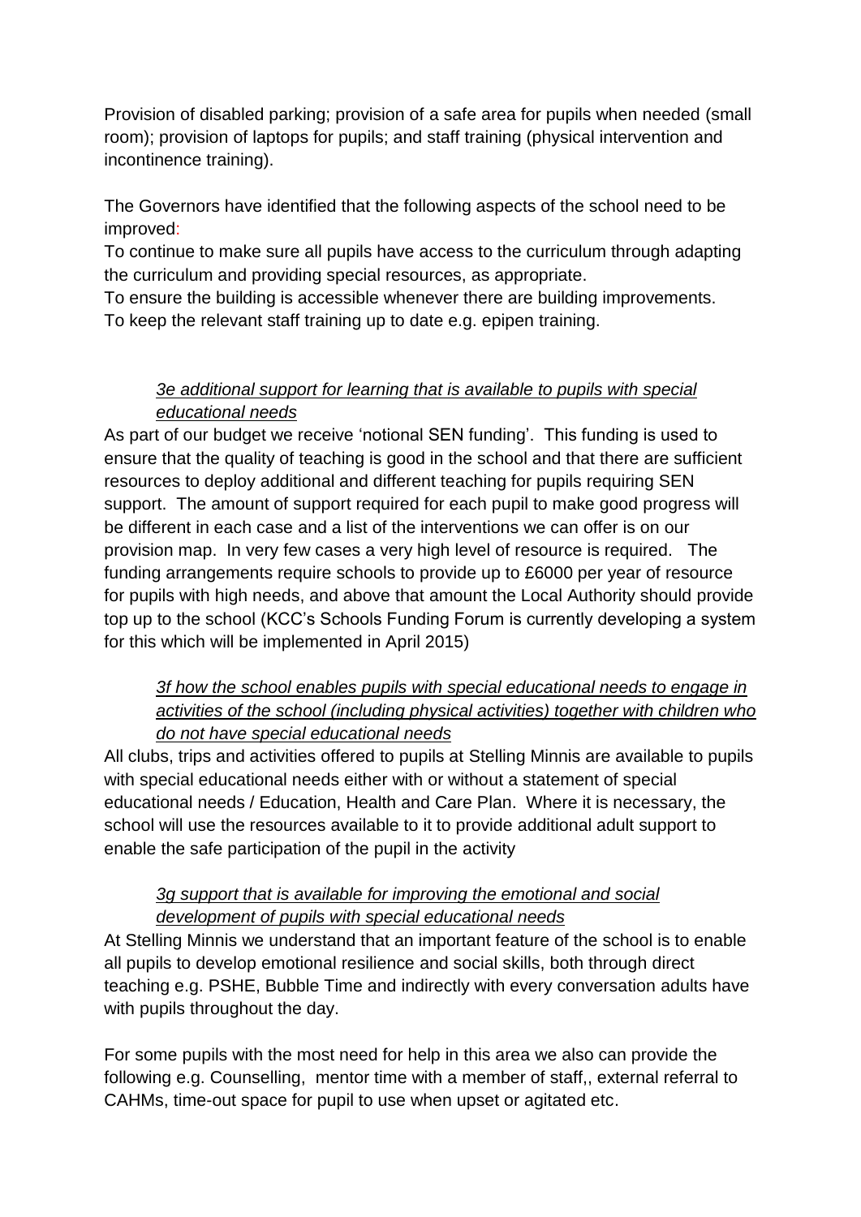Provision of disabled parking; provision of a safe area for pupils when needed (small room); provision of laptops for pupils; and staff training (physical intervention and incontinence training).

The Governors have identified that the following aspects of the school need to be improved:

To continue to make sure all pupils have access to the curriculum through adapting the curriculum and providing special resources, as appropriate.

To ensure the building is accessible whenever there are building improvements.

To keep the relevant staff training up to date e.g. epipen training.

*3e additional support for learning that is available to pupils with special educational needs*

As part of our budget we receive 'notional SEN funding'. This funding is used to ensure that the quality of teaching is good in the school and that there are sufficient resources to deploy additional and different teaching for pupils requiring SEN support. The amount of support required for each pupil to make good progress will be different in each case and a list of the interventions we can offer is on our provision map. In very few cases a very high level of resource is required. The funding arrangements require schools to provide up to £6000 per year of resource for pupils with high needs, and above that amount the Local Authority should provide top up to the school (KCC's Schools Funding Forum is currently developing a system for this which will be implemented in April 2015)

*3f how the school enables pupils with special educational needs to engage in activities of the school (including physical activities) together with children who do not have special educational needs*

All clubs, trips and activities offered to pupils at Stelling Minnis are available to pupils with special educational needs either with or without a statement of special educational needs / Education, Health and Care Plan. Where it is necessary, the school will use the resources available to it to provide additional adult support to enable the safe participation of the pupil in the activity

*3g support that is available for improving the emotional and social development of pupils with special educational needs*

At Stelling Minnis we understand that an important feature of the school is to enable all pupils to develop emotional resilience and social skills, both through direct teaching e.g. PSHE, Bubble Time and indirectly with every conversation adults have with pupils throughout the day.

For some pupils with the most need for help in this area we also can provide the following e.g. Counselling, mentor time with a member of staff,, external referral to CAHMs, time-out space for pupil to use when upset or agitated etc.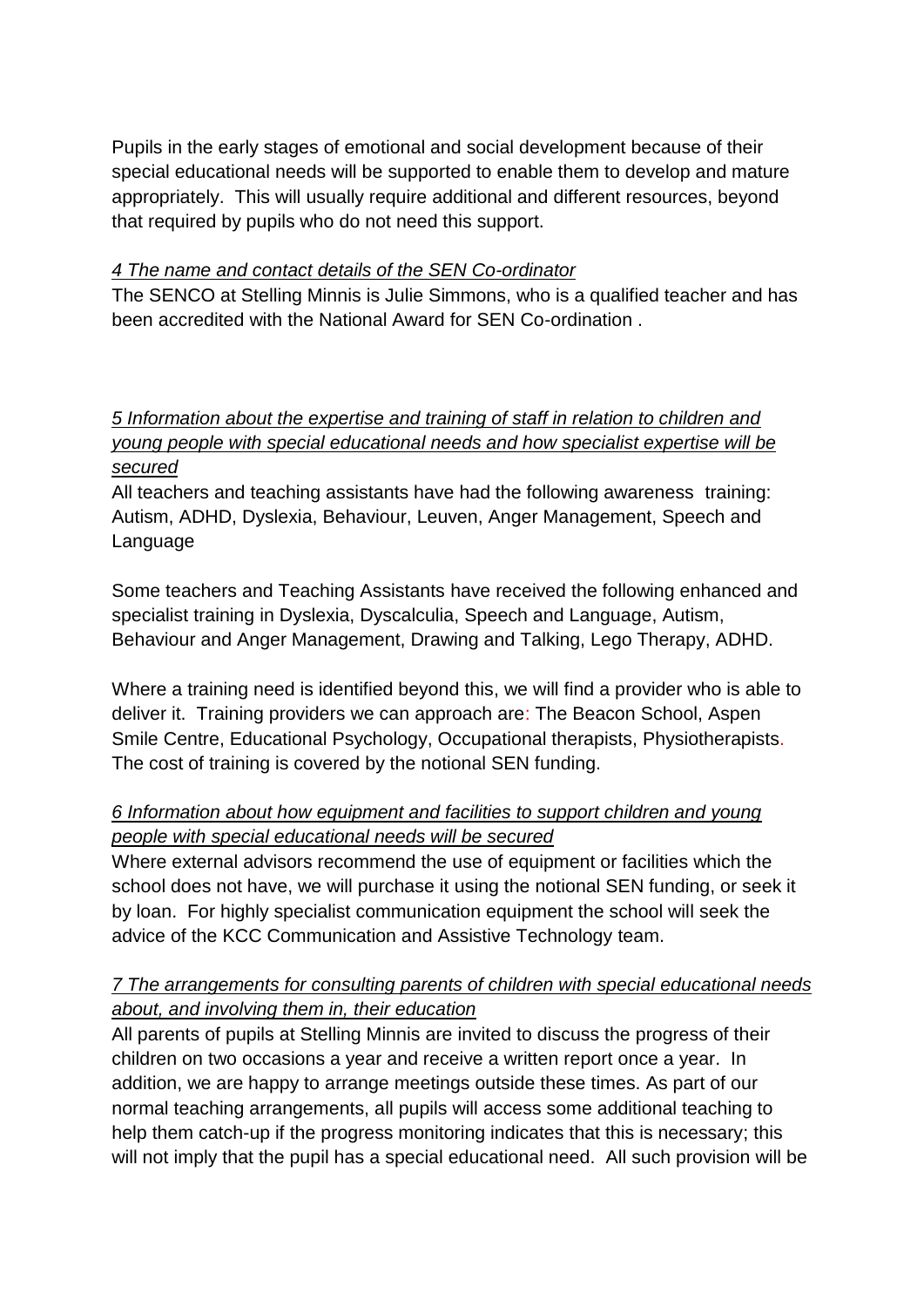Pupils in the early stages of emotional and social development because of their special educational needs will be supported to enable them to develop and mature appropriately. This will usually require additional and different resources, beyond that required by pupils who do not need this support.

*4 The name and contact details of the SEN Co-ordinator*

The SENCO at Stelling Minnis is Julie Simmons, who is a qualified teacher and has been accredited with the National Award for SEN Co-ordination .

*5 Information about the expertise and training of staff in relation to children and young people with special educational needs and how specialist expertise will be secured*

All teachers and teaching assistants have had the following awareness training: Autism, ADHD, Dyslexia, Behaviour, Leuven, Anger Management, Speech and Language

Some teachers and Teaching Assistants have received the following enhanced and specialist training in Dyslexia, Dyscalculia, Speech and Language, Autism, Behaviour and Anger Management, Drawing and Talking, Lego Therapy, ADHD.

Where a training need is identified beyond this, we will find a provider who is able to deliver it. Training providers we can approach are: The Beacon School, Aspen Smile Centre, Educational Psychology, Occupational therapists, Physiotherapists. The cost of training is covered by the notional SEN funding.

*6 Information about how equipment and facilities to support children and young people with special educational needs will be secured*

Where external advisors recommend the use of equipment or facilities which the school does not have, we will purchase it using the notional SEN funding, or seek it by loan. For highly specialist communication equipment the school will seek the advice of the KCC Communication and Assistive Technology team.

*7 The arrangements for consulting parents of children with special educational needs about, and involving them in, their education*

All parents of pupils at Stelling Minnis are invited to discuss the progress of their children on two occasions a year and receive a written report once a year. In addition, we are happy to arrange meetings outside these times. As part of our normal teaching arrangements, all pupils will access some additional teaching to help them catch-up if the progress monitoring indicates that this is necessary; this will not imply that the pupil has a special educational need. All such provision will be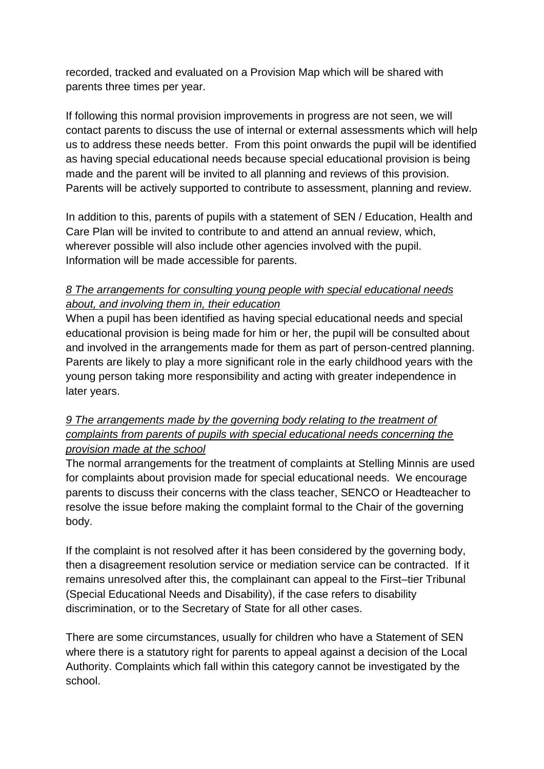recorded, tracked and evaluated on a Provision Map which will be shared with parents three times per year.

If following this normal provision improvements in progress are not seen, we will contact parents to discuss the use of internal or external assessments which will help us to address these needs better. From this point onwards the pupil will be identified as having special educational needs because special educational provision is being made and the parent will be invited to all planning and reviews of this provision. Parents will be actively supported to contribute to assessment, planning and review.

In addition to this, parents of pupils with a statement of SEN / Education, Health and Care Plan will be invited to contribute to and attend an annual review, which, wherever possible will also include other agencies involved with the pupil. Information will be made accessible for parents.

*8 The arrangements for consulting young people with special educational needs about, and involving them in, their education*

When a pupil has been identified as having special educational needs and special educational provision is being made for him or her, the pupil will be consulted about and involved in the arrangements made for them as part of person-centred planning. Parents are likely to play a more significant role in the early childhood years with the young person taking more responsibility and acting with greater independence in later years.

*9 The arrangements made by the governing body relating to the treatment of complaints from parents of pupils with special educational needs concerning the provision made at the school*

The normal arrangements for the treatment of complaints at Stelling Minnis are used for complaints about provision made for special educational needs. We encourage parents to discuss their concerns with the class teacher, SENCO or Headteacher to resolve the issue before making the complaint formal to the Chair of the governing body.

If the complaint is not resolved after it has been considered by the governing body, then a disagreement resolution service or mediation service can be contracted. If it remains unresolved after this, the complainant can appeal to the First–tier Tribunal (Special Educational Needs and Disability), if the case refers to disability discrimination, or to the Secretary of State for all other cases.

There are some circumstances, usually for children who have a Statement of SEN where there is a statutory right for parents to appeal against a decision of the Local Authority. Complaints which fall within this category cannot be investigated by the school.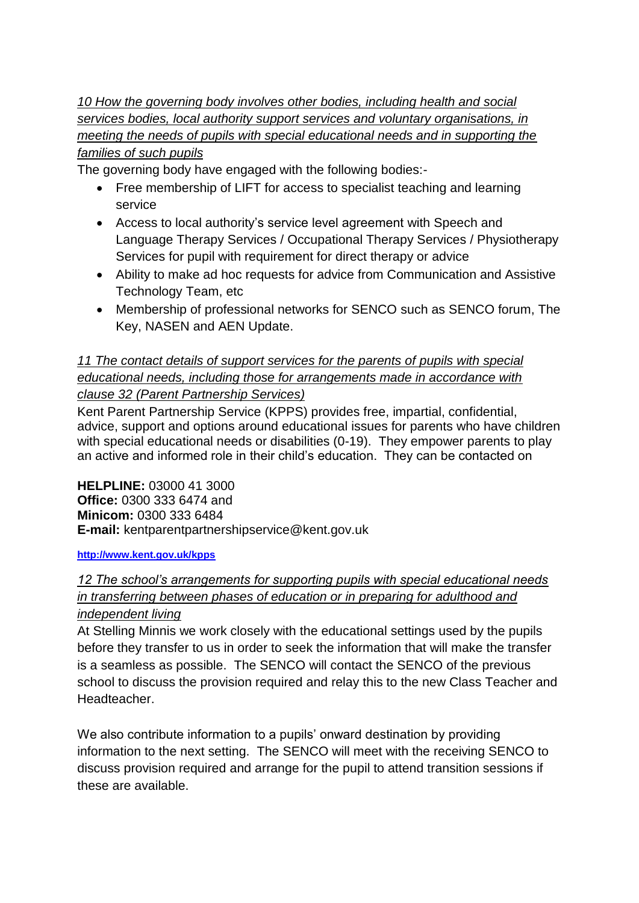*10 How the governing body involves other bodies, including health and social services bodies, local authority support services and voluntary organisations, in meeting the needs of pupils with special educational needs and in supporting the families of such pupils*

The governing body have engaged with the following bodies:-

- Free membership of LIFT for access to specialist teaching and learning service
- Access to local authority's service level agreement with Speech and Language Therapy Services / Occupational Therapy Services / Physiotherapy Services for pupil with requirement for direct therapy or advice
- Ability to make ad hoc requests for advice from Communication and Assistive Technology Team, etc
- Membership of professional networks for SENCO such as SENCO forum, The Key, NASEN and AEN Update.

*11 The contact details of support services for the parents of pupils with special educational needs, including those for arrangements made in accordance with clause 32 (Parent Partnership Services)*

Kent Parent Partnership Service (KPPS) provides free, impartial, confidential, advice, support and options around educational issues for parents who have children with special educational needs or disabilities (0-19). They empower parents to play an active and informed role in their child's education. They can be contacted on

**HELPLINE:** 03000 41 3000
**Office:** 0300 333 6474 and
**Minicom:** 0300 333 6484
**E-mail:** kentparentpartnershipservice@kent.gov.uk

**http://www.kent.gov.uk/kpps**

*12 The school's arrangements for supporting pupils with special educational needs in transferring between phases of education or in preparing for adulthood and independent living*

At Stelling Minnis we work closely with the educational settings used by the pupils before they transfer to us in order to seek the information that will make the transfer is a seamless as possible. The SENCO will contact the SENCO of the previous school to discuss the provision required and relay this to the new Class Teacher and Headteacher.

We also contribute information to a pupils' onward destination by providing information to the next setting. The SENCO will meet with the receiving SENCO to discuss provision required and arrange for the pupil to attend transition sessions if these are available.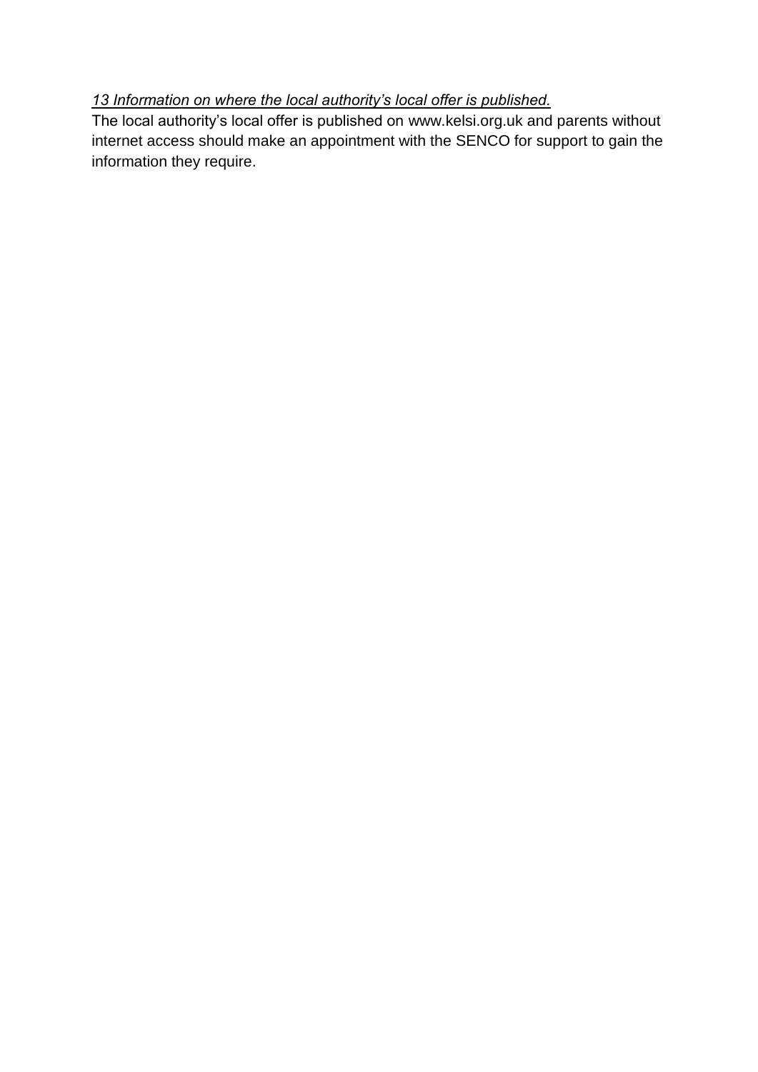*13 Information on where the local authority's local offer is published.*

The local authority's local offer is published on www.kelsi.org.uk and parents without internet access should make an appointment with the SENCO for support to gain the information they require.